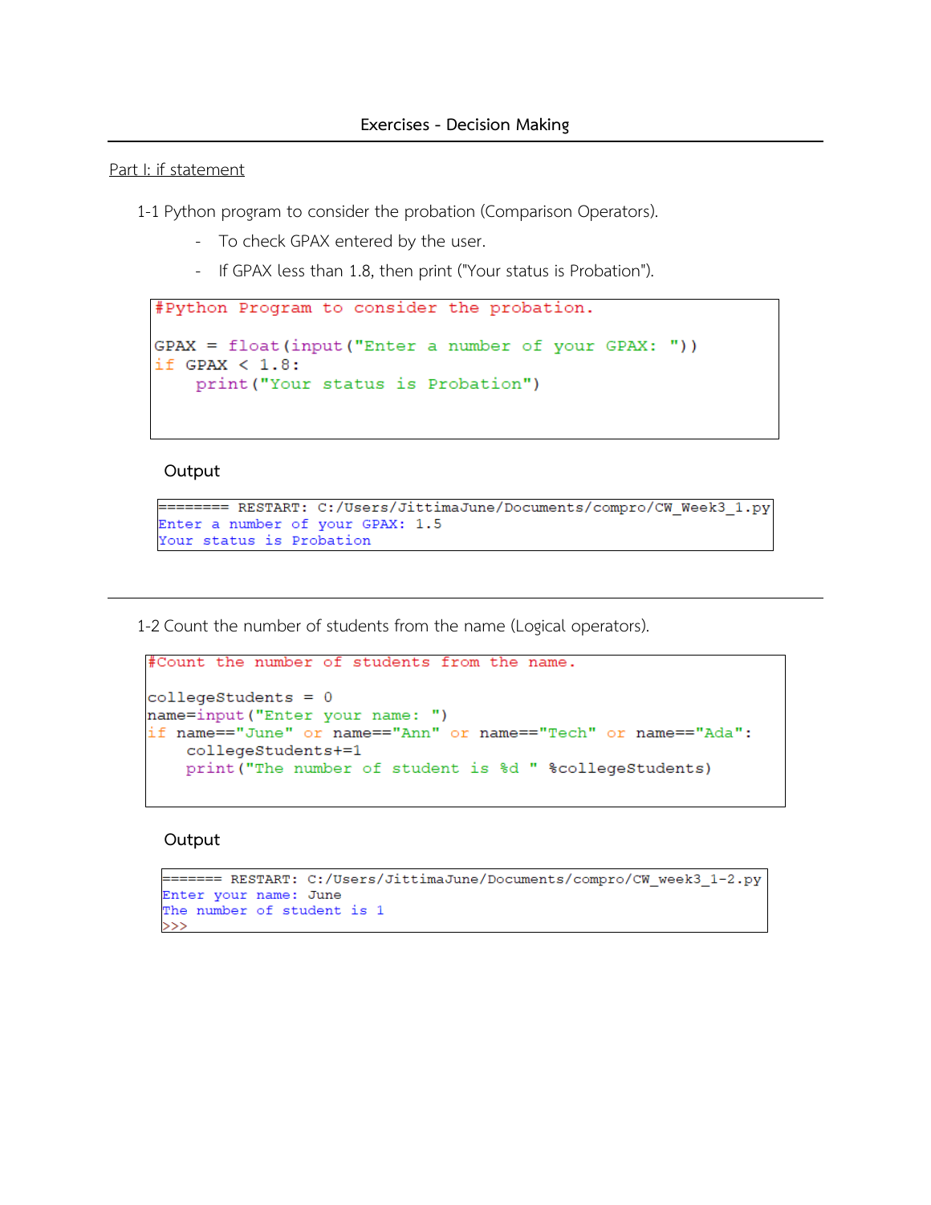# Exercises - Decision Making

## Part I: if statement

1-1 Python program to consider the probation (Comparison Operators).

- To check GPAX entered by the user.
- If GPAX less than 1.8, then print ("Your status is Probation").

```
#Python Program to consider the probation.

GPAX = float(input("Enter a number of your GPAX: "))
if GPAX < 1.8:
    print("Your status is Probation")
```

Output

```
======== RESTART: C:/Users/JittimaJune/Documents/compro/CW_Week3_1.py
Enter a number of your GPAX: 1.5
Your status is Probation
```

---

1-2 Count the number of students from the name (Logical operators).

```
#Count the number of students from the name.

collegeStudents = 0
name=input("Enter your name: ")
if name=="June" or name=="Ann" or name=="Tech" or name=="Ada":
    collegeStudents+=1
    print("The number of student is %d " %collegeStudents)
```

Output

```
======= RESTART: C:/Users/JittimaJune/Documents/compro/CW_week3_1-2.py
Enter your name: June
The number of student is 1
>>>
```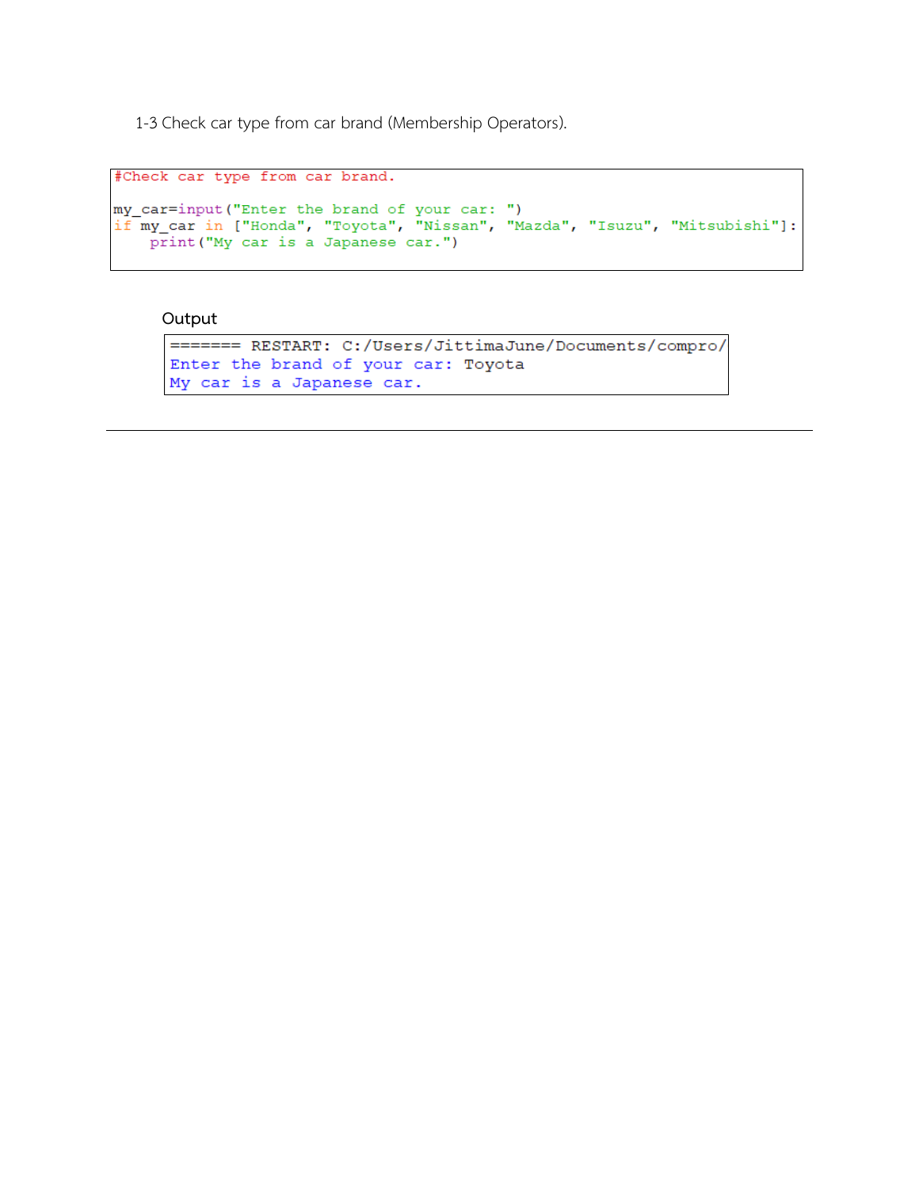1-3 Check car type from car brand (Membership Operators).

```
#Check car type from car brand.

my_car=input("Enter the brand of your car: ")
if my_car in ["Honda", "Toyota", "Nissan", "Mazda", "Isuzu", "Mitsubishi"]:
    print("My car is a Japanese car.")
```

Output

```
======= RESTART: C:/Users/JittimaJune/Documents/compro/
Enter the brand of your car: Toyota
My car is a Japanese car.
```

---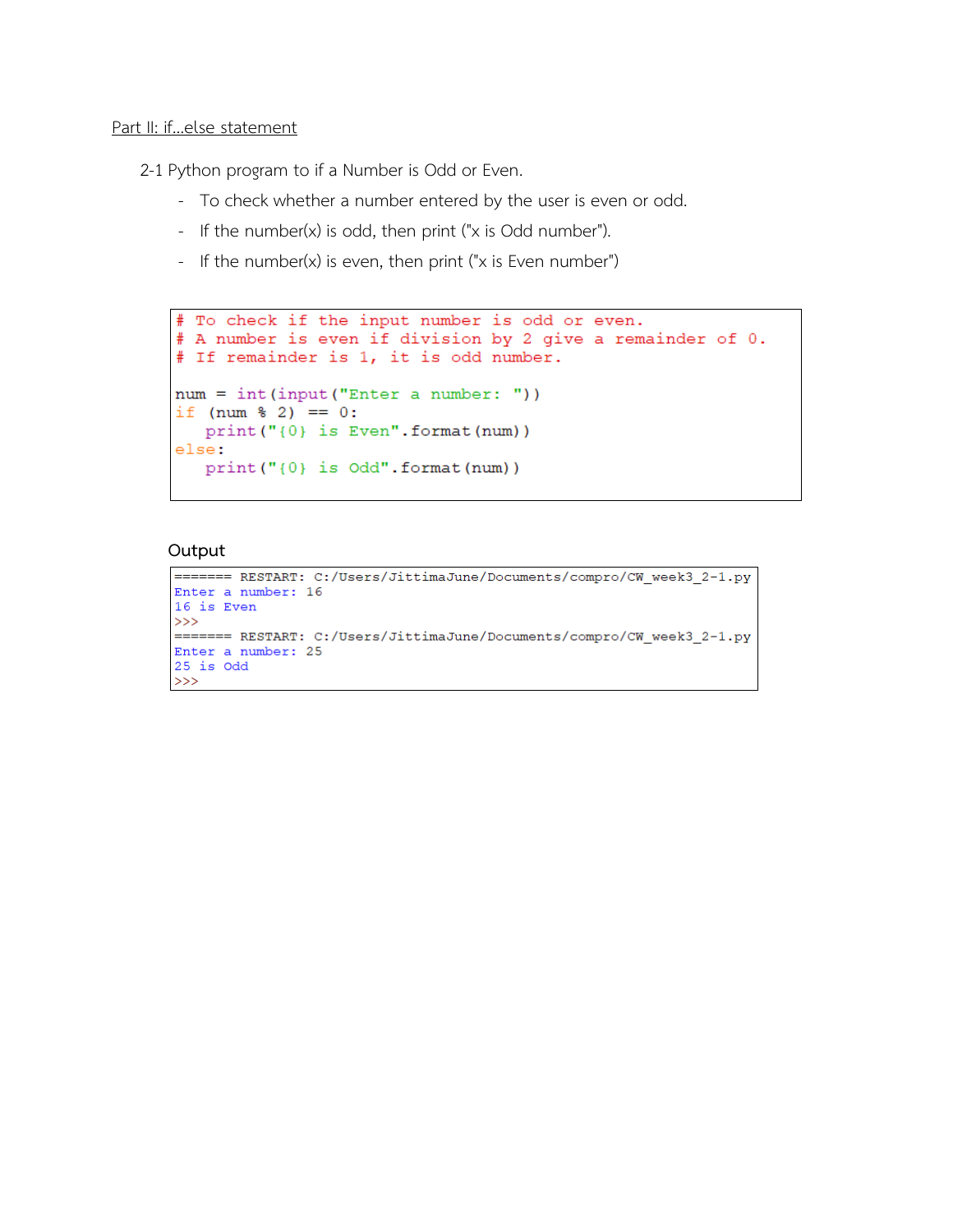Part II: if...else statement

2-1 Python program to if a Number is Odd or Even.

- To check whether a number entered by the user is even or odd.
- If the number(x) is odd, then print ("x is Odd number").
- If the number(x) is even, then print ("x is Even number")

```
# To check if the input number is odd or even.
# A number is even if division by 2 give a remainder of 0.
# If remainder is 1, it is odd number.

num = int(input("Enter a number: "))
if (num % 2) == 0:
   print("{0} is Even".format(num))
else:
   print("{0} is Odd".format(num))
```

Output

```
======= RESTART: C:/Users/JittimaJune/Documents/compro/CW_week3_2-1.py
Enter a number: 16
16 is Even
>>>
======= RESTART: C:/Users/JittimaJune/Documents/compro/CW_week3_2-1.py
Enter a number: 25
25 is Odd
>>>
```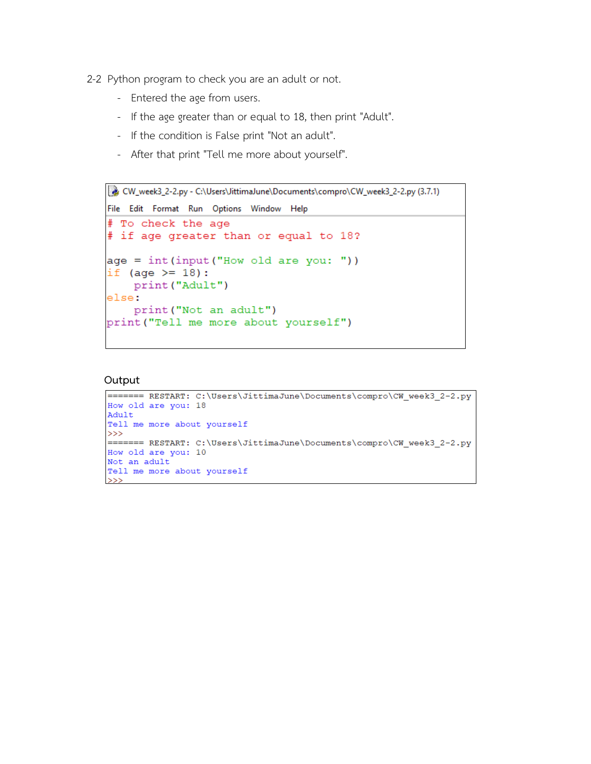2-2 Python program to check you are an adult or not.

- Entered the age from users.
- If the age greater than or equal to 18, then print "Adult".
- If the condition is False print "Not an adult".
- After that print "Tell me more about yourself".

CW_week3_2-2.py - C:\Users\JittimaJune\Documents\compro\CW_week3_2-2.py (3.7.1)

File Edit Format Run Options Window Help

```python
# To check the age
# if age greater than or equal to 18?

age = int(input("How old are you: "))
if (age >= 18):
    print("Adult")
else:
    print("Not an adult")
print("Tell me more about yourself")
```

Output

```
======= RESTART: C:\Users\JittimaJune\Documents\compro\CW_week3_2-2.py
How old are you: 18
Adult
Tell me more about yourself
>>>
======= RESTART: C:\Users\JittimaJune\Documents\compro\CW_week3_2-2.py
How old are you: 10
Not an adult
Tell me more about yourself
>>>
```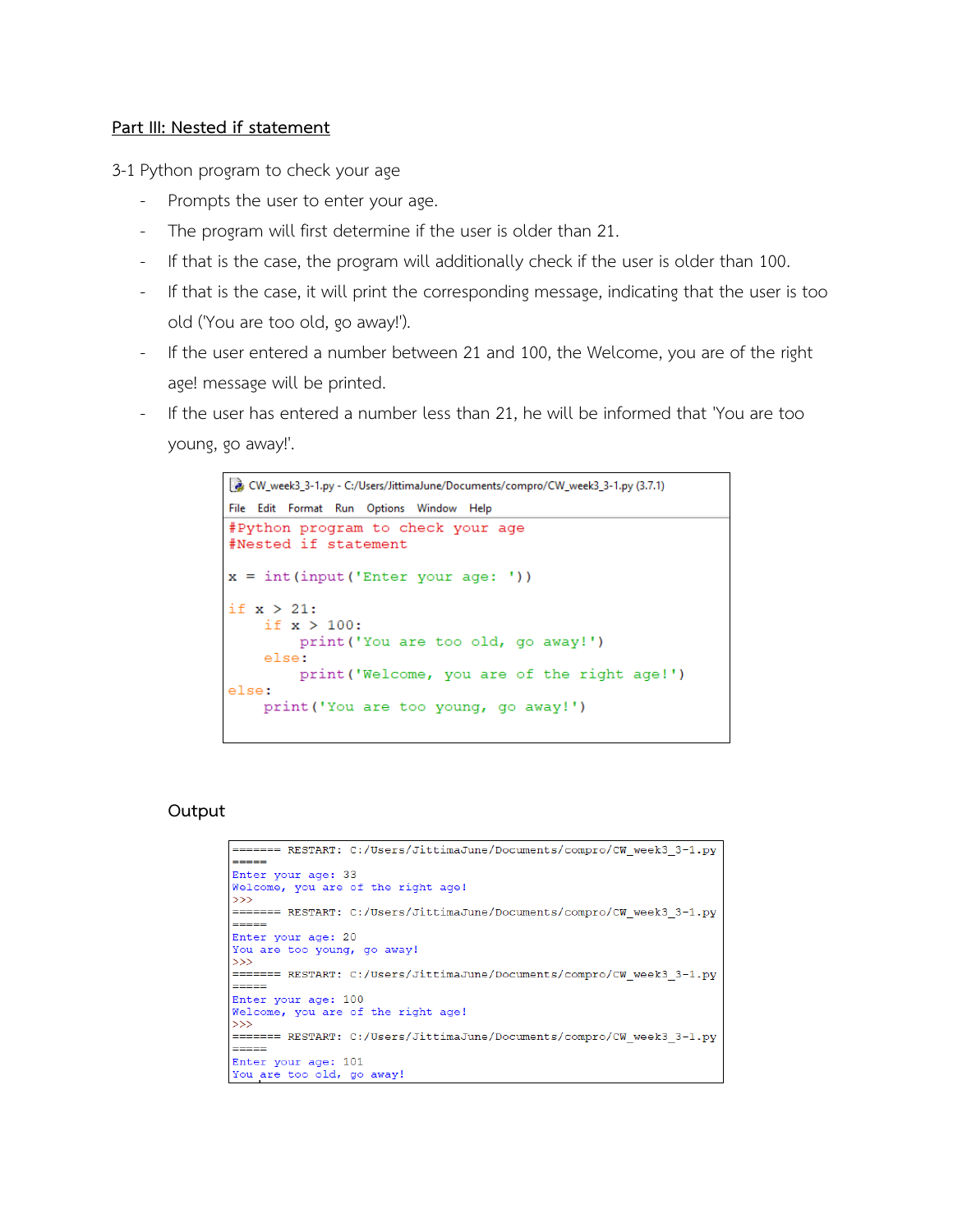## Part III: Nested if statement

3-1 Python program to check your age

- Prompts the user to enter your age.
- The program will first determine if the user is older than 21.
- If that is the case, the program will additionally check if the user is older than 100.
- If that is the case, it will print the corresponding message, indicating that the user is too old ('You are too old, go away!').
- If the user entered a number between 21 and 100, the Welcome, you are of the right age! message will be printed.
- If the user has entered a number less than 21, he will be informed that 'You are too young, go away!'.

```
CW_week3_3-1.py - C:/Users/JittimaJune/Documents/compro/CW_week3_3-1.py (3.7.1)
File  Edit  Format  Run  Options  Window  Help
#Python program to check your age
#Nested if statement

x = int(input('Enter your age: '))

if x > 21:
    if x > 100:
        print('You are too old, go away!')
    else:
        print('Welcome, you are of the right age!')
else:
    print('You are too young, go away!')
```

### Output

```
======= RESTART: C:/Users/JittimaJune/Documents/compro/CW_week3_3-1.py
=====
Enter your age: 33
Welcome, you are of the right age!
>>>
======= RESTART: C:/Users/JittimaJune/Documents/compro/CW_week3_3-1.py
=====
Enter your age: 20
You are too young, go away!
>>>
======= RESTART: C:/Users/JittimaJune/Documents/compro/CW_week3_3-1.py
=====
Enter your age: 100
Welcome, you are of the right age!
>>>
======= RESTART: C:/Users/JittimaJune/Documents/compro/CW_week3_3-1.py
=====
Enter your age: 101
You are too old, go away!
```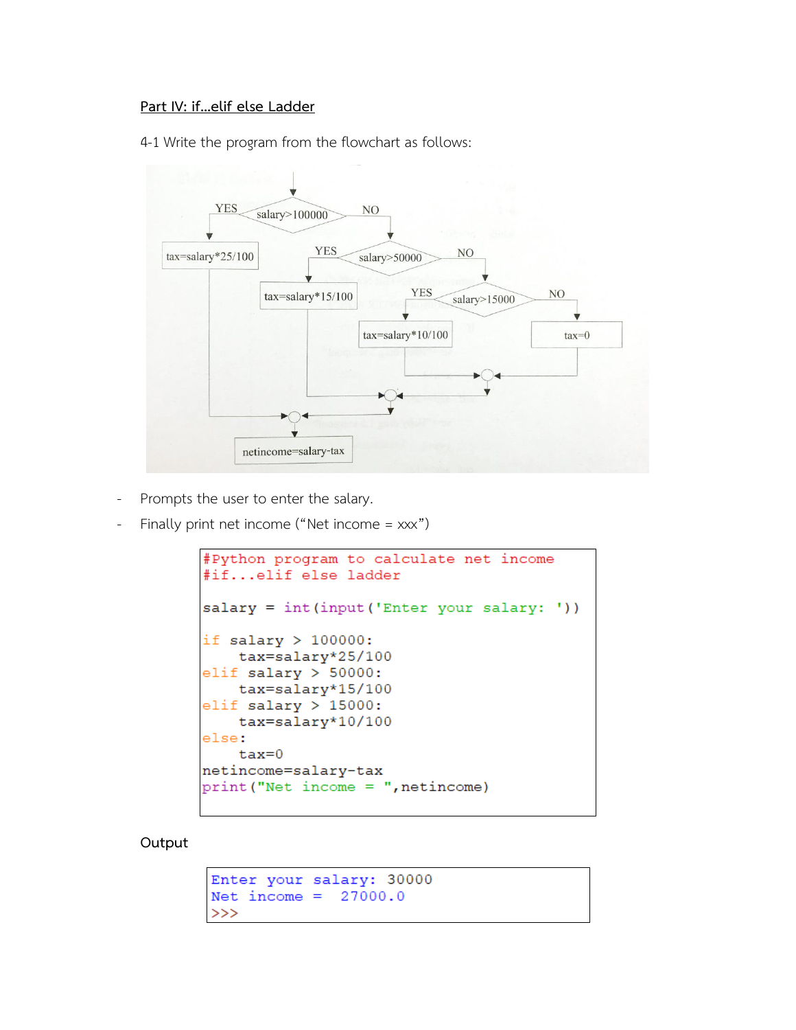## Part IV: if...elif else Ladder

4-1 Write the program from the flowchart as follows:

salary>100000
YES
NO
tax=salary*25/100
salary>50000
YES
NO
tax=salary*15/100
salary>15000
YES
NO
tax=salary*10/100
tax=0
netincome=salary-tax

- Prompts the user to enter the salary.
- Finally print net income ("Net income = xxx")

```python
#Python program to calculate net income
#if...elif else ladder

salary = int(input('Enter your salary: '))

if salary > 100000:
    tax=salary*25/100
elif salary > 50000:
    tax=salary*15/100
elif salary > 15000:
    tax=salary*10/100
else:
    tax=0
netincome=salary-tax
print("Net income = ",netincome)
```

Output

```
Enter your salary: 30000
Net income =  27000.0
>>>
```